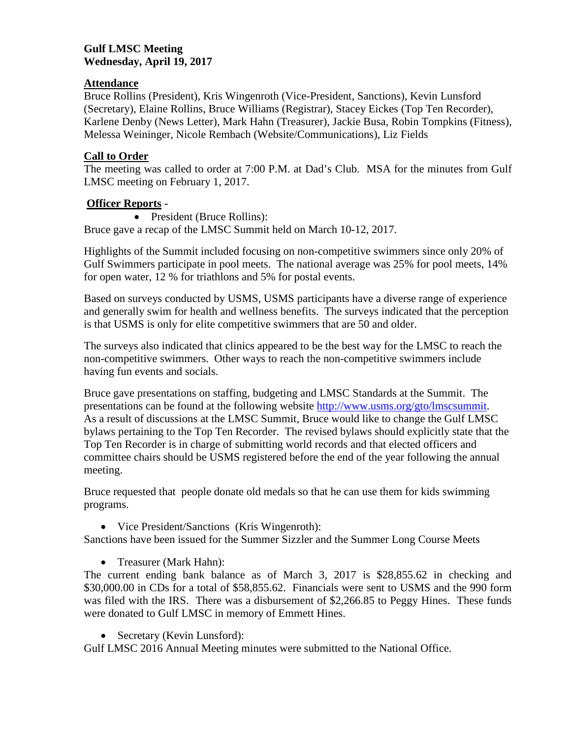**Gulf LMSC Meeting**
**Wednesday, April 19, 2017**

## Attendance

Bruce Rollins (President), Kris Wingenroth (Vice-President, Sanctions), Kevin Lunsford (Secretary), Elaine Rollins, Bruce Williams (Registrar), Stacey Eickes (Top Ten Recorder), Karlene Denby (News Letter), Mark Hahn (Treasurer), Jackie Busa, Robin Tompkins (Fitness), Melessa Weininger, Nicole Rembach (Website/Communications), Liz Fields

## Call to Order

The meeting was called to order at 7:00 P.M. at Dad's Club. MSA for the minutes from Gulf LMSC meeting on February 1, 2017.

## Officer Reports -

- President (Bruce Rollins):

Bruce gave a recap of the LMSC Summit held on March 10-12, 2017.

Highlights of the Summit included focusing on non-competitive swimmers since only 20% of Gulf Swimmers participate in pool meets. The national average was 25% for pool meets, 14% for open water, 12 % for triathlons and 5% for postal events.

Based on surveys conducted by USMS, USMS participants have a diverse range of experience and generally swim for health and wellness benefits. The surveys indicated that the perception is that USMS is only for elite competitive swimmers that are 50 and older.

The surveys also indicated that clinics appeared to be the best way for the LMSC to reach the non-competitive swimmers. Other ways to reach the non-competitive swimmers include having fun events and socials.

Bruce gave presentations on staffing, budgeting and LMSC Standards at the Summit. The presentations can be found at the following website http://www.usms.org/gto/lmscsummit. As a result of discussions at the LMSC Summit, Bruce would like to change the Gulf LMSC bylaws pertaining to the Top Ten Recorder. The revised bylaws should explicitly state that the Top Ten Recorder is in charge of submitting world records and that elected officers and committee chairs should be USMS registered before the end of the year following the annual meeting.

Bruce requested that people donate old medals so that he can use them for kids swimming programs.

- Vice President/Sanctions (Kris Wingenroth):

Sanctions have been issued for the Summer Sizzler and the Summer Long Course Meets

- Treasurer (Mark Hahn):

The current ending bank balance as of March 3, 2017 is $28,855.62 in checking and $30,000.00 in CDs for a total of $58,855.62. Financials were sent to USMS and the 990 form was filed with the IRS. There was a disbursement of $2,266.85 to Peggy Hines. These funds were donated to Gulf LMSC in memory of Emmett Hines.

- Secretary (Kevin Lunsford):

Gulf LMSC 2016 Annual Meeting minutes were submitted to the National Office.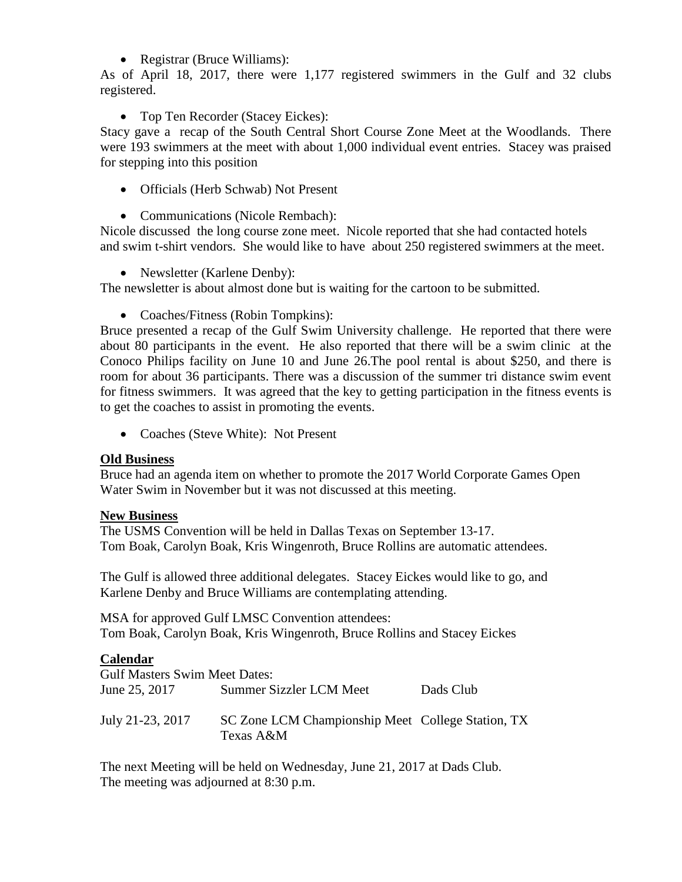- Registrar (Bruce Williams):

As of April 18, 2017, there were 1,177 registered swimmers in the Gulf and 32 clubs registered.

- Top Ten Recorder (Stacey Eickes):

Stacy gave a recap of the South Central Short Course Zone Meet at the Woodlands. There were 193 swimmers at the meet with about 1,000 individual event entries. Stacey was praised for stepping into this position

- Officials (Herb Schwab) Not Present

- Communications (Nicole Rembach):

Nicole discussed the long course zone meet. Nicole reported that she had contacted hotels and swim t-shirt vendors. She would like to have about 250 registered swimmers at the meet.

- Newsletter (Karlene Denby):

The newsletter is about almost done but is waiting for the cartoon to be submitted.

- Coaches/Fitness (Robin Tompkins):

Bruce presented a recap of the Gulf Swim University challenge. He reported that there were about 80 participants in the event. He also reported that there will be a swim clinic at the Conoco Philips facility on June 10 and June 26.The pool rental is about $250, and there is room for about 36 participants. There was a discussion of the summer tri distance swim event for fitness swimmers. It was agreed that the key to getting participation in the fitness events is to get the coaches to assist in promoting the events.

- Coaches (Steve White): Not Present

**Old Business**

Bruce had an agenda item on whether to promote the 2017 World Corporate Games Open Water Swim in November but it was not discussed at this meeting.

**New Business**

The USMS Convention will be held in Dallas Texas on September 13-17.
Tom Boak, Carolyn Boak, Kris Wingenroth, Bruce Rollins are automatic attendees.

The Gulf is allowed three additional delegates. Stacey Eickes would like to go, and Karlene Denby and Bruce Williams are contemplating attending.

MSA for approved Gulf LMSC Convention attendees:
Tom Boak, Carolyn Boak, Kris Wingenroth, Bruce Rollins and Stacey Eickes

**Calendar**

Gulf Masters Swim Meet Dates:

| | | |
|---|---|---|
| June 25, 2017 | Summer Sizzler LCM Meet | Dads Club |
| July 21-23, 2017 | SC Zone LCM Championship Meet Texas A&M | College Station, TX |

The next Meeting will be held on Wednesday, June 21, 2017 at Dads Club.
The meeting was adjourned at 8:30 p.m.